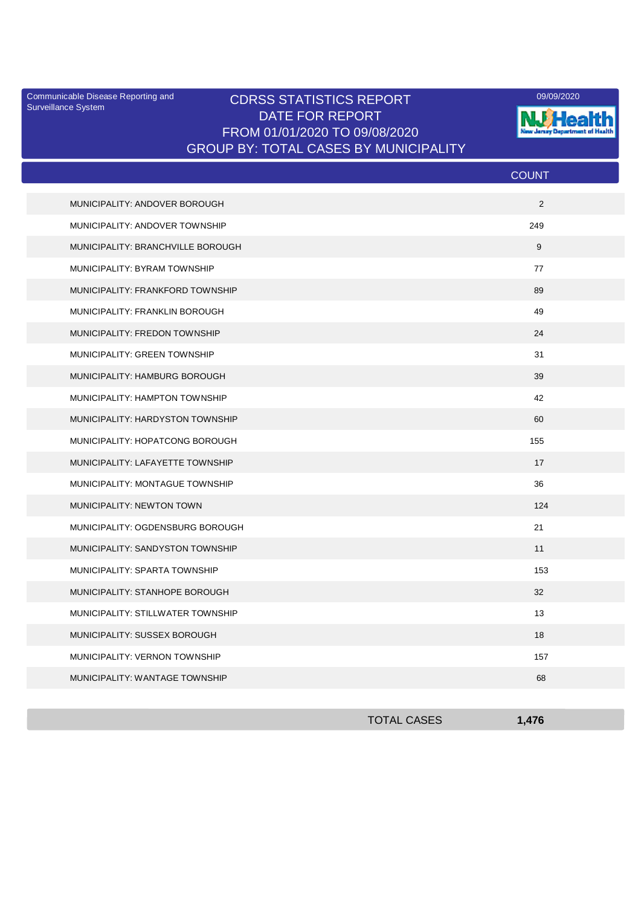Communicable Disease Reporting and Surveillance System

# CDRSS STATISTICS REPORT
## DATE FOR REPORT
## FROM 01/01/2020 TO 09/08/2020
## GROUP BY: TOTAL CASES BY MUNICIPALITY

09/09/2020

NJ Health New Jersey Department of Health

| | COUNT |
|---|---|
| MUNICIPALITY: ANDOVER BOROUGH | 2 |
| MUNICIPALITY: ANDOVER TOWNSHIP | 249 |
| MUNICIPALITY: BRANCHVILLE BOROUGH | 9 |
| MUNICIPALITY: BYRAM TOWNSHIP | 77 |
| MUNICIPALITY: FRANKFORD TOWNSHIP | 89 |
| MUNICIPALITY: FRANKLIN BOROUGH | 49 |
| MUNICIPALITY: FREDON TOWNSHIP | 24 |
| MUNICIPALITY: GREEN TOWNSHIP | 31 |
| MUNICIPALITY: HAMBURG BOROUGH | 39 |
| MUNICIPALITY: HAMPTON TOWNSHIP | 42 |
| MUNICIPALITY: HARDYSTON TOWNSHIP | 60 |
| MUNICIPALITY: HOPATCONG BOROUGH | 155 |
| MUNICIPALITY: LAFAYETTE TOWNSHIP | 17 |
| MUNICIPALITY: MONTAGUE TOWNSHIP | 36 |
| MUNICIPALITY: NEWTON TOWN | 124 |
| MUNICIPALITY: OGDENSBURG BOROUGH | 21 |
| MUNICIPALITY: SANDYSTON TOWNSHIP | 11 |
| MUNICIPALITY: SPARTA TOWNSHIP | 153 |
| MUNICIPALITY: STANHOPE BOROUGH | 32 |
| MUNICIPALITY: STILLWATER TOWNSHIP | 13 |
| MUNICIPALITY: SUSSEX BOROUGH | 18 |
| MUNICIPALITY: VERNON TOWNSHIP | 157 |
| MUNICIPALITY: WANTAGE TOWNSHIP | 68 |
| TOTAL CASES | **1,476** |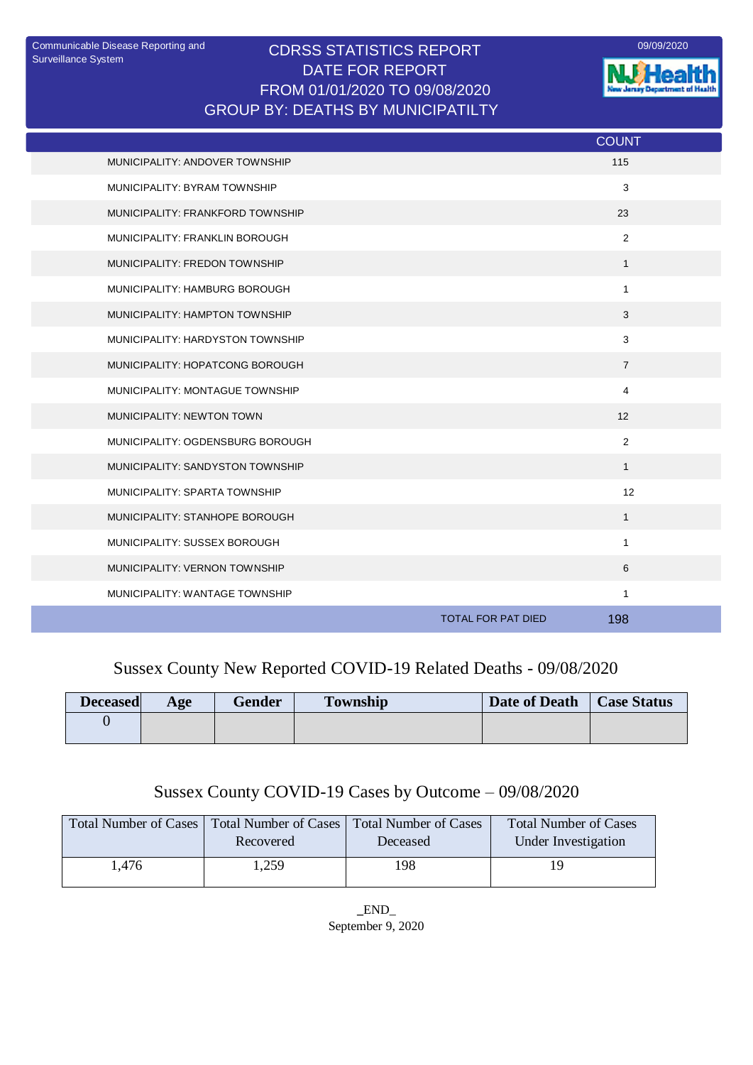Communicable Disease Reporting and Surveillance System

# CDRSS STATISTICS REPORT
# DATE FOR REPORT
# FROM 01/01/2020 TO 09/08/2020
# GROUP BY: DEATHS BY MUNICIPATILTY

09/09/2020

| | COUNT |
|---|---|
| MUNICIPALITY: ANDOVER TOWNSHIP | 115 |
| MUNICIPALITY: BYRAM TOWNSHIP | 3 |
| MUNICIPALITY: FRANKFORD TOWNSHIP | 23 |
| MUNICIPALITY: FRANKLIN BOROUGH | 2 |
| MUNICIPALITY: FREDON TOWNSHIP | 1 |
| MUNICIPALITY: HAMBURG BOROUGH | 1 |
| MUNICIPALITY: HAMPTON TOWNSHIP | 3 |
| MUNICIPALITY: HARDYSTON TOWNSHIP | 3 |
| MUNICIPALITY: HOPATCONG BOROUGH | 7 |
| MUNICIPALITY: MONTAGUE TOWNSHIP | 4 |
| MUNICIPALITY: NEWTON TOWN | 12 |
| MUNICIPALITY: OGDENSBURG BOROUGH | 2 |
| MUNICIPALITY: SANDYSTON TOWNSHIP | 1 |
| MUNICIPALITY: SPARTA TOWNSHIP | 12 |
| MUNICIPALITY: STANHOPE BOROUGH | 1 |
| MUNICIPALITY: SUSSEX BOROUGH | 1 |
| MUNICIPALITY: VERNON TOWNSHIP | 6 |
| MUNICIPALITY: WANTAGE TOWNSHIP | 1 |
| TOTAL FOR PAT DIED | 198 |

## Sussex County New Reported COVID-19 Related Deaths - 09/08/2020

| Deceased | Age | Gender | Township | Date of Death | Case Status |
|---|---|---|---|---|---|
| 0 | | | | | |

## Sussex County COVID-19 Cases by Outcome – 09/08/2020

| Total Number of Cases | Total Number of Cases Recovered | Total Number of Cases Deceased | Total Number of Cases Under Investigation |
|---|---|---|---|
| 1,476 | 1,259 | 198 | 19 |

_END_
September 9, 2020